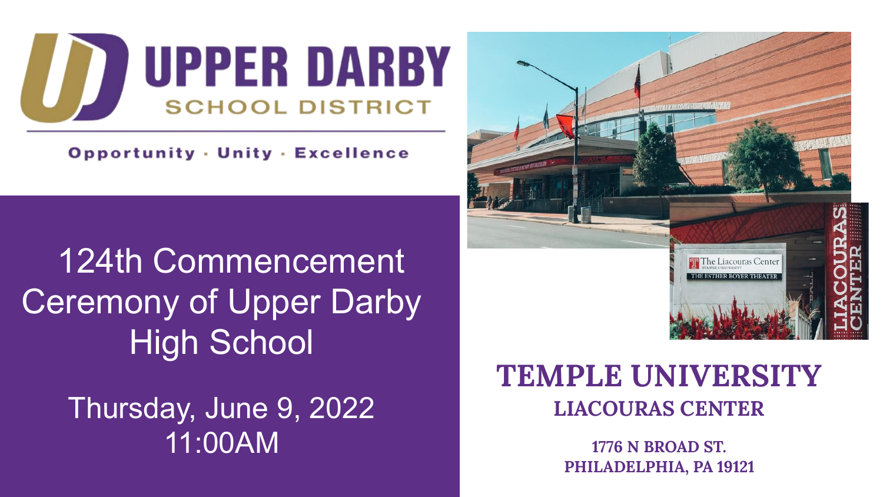# UPPER DARBY SCHOOL DISTRICT

Opportunity · Unity · Excellence

## 124th Commencement Ceremony of Upper Darby High School

Thursday, June 9, 2022
11:00AM

## TEMPLE UNIVERSITY
### LIACOURAS CENTER

1776 N BROAD ST.
PHILADELPHIA, PA 19121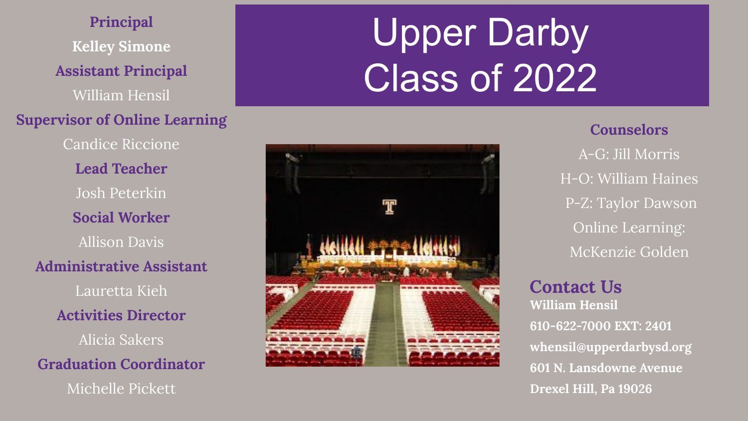# Upper Darby Class of 2022

**Principal**

**Kelley Simone**

**Assistant Principal**

William Hensil

**Supervisor of Online Learning**

Candice Riccione

**Lead Teacher**

Josh Peterkin

**Social Worker**

Allison Davis

**Administrative Assistant**

Lauretta Kieh

**Activities Director**

Alicia Sakers

**Graduation Coordinator**

Michelle Pickett

**Counselors**

A-G: Jill Morris

H-O: William Haines

P-Z: Taylor Dawson

Online Learning:

McKenzie Golden

## Contact Us

**William Hensil**

**610-622-7000 EXT: 2401**

**whensil@upperdarbysd.org**

**601 N. Lansdowne Avenue**

**Drexel Hill, Pa 19026**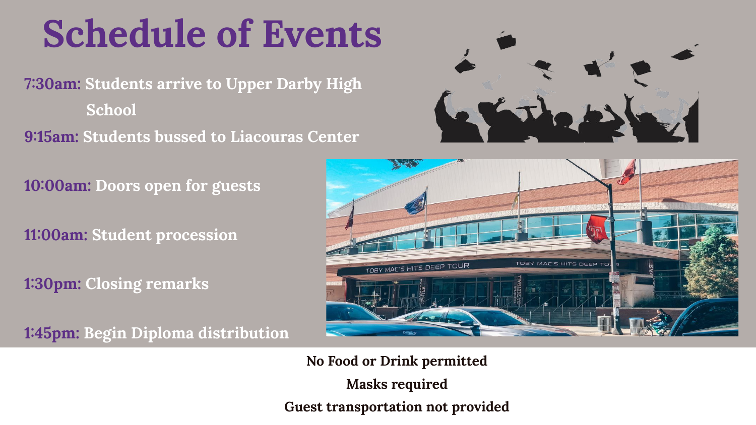# Schedule of Events

**7:30am:** Students arrive to Upper Darby High School

**9:15am:** Students bussed to Liacouras Center

**10:00am:** Doors open for guests

**11:00am:** Student procession

**1:30pm:** Closing remarks

**1:45pm:** Begin Diploma distribution

**No Food or Drink permitted**

**Masks required**

**Guest transportation not provided**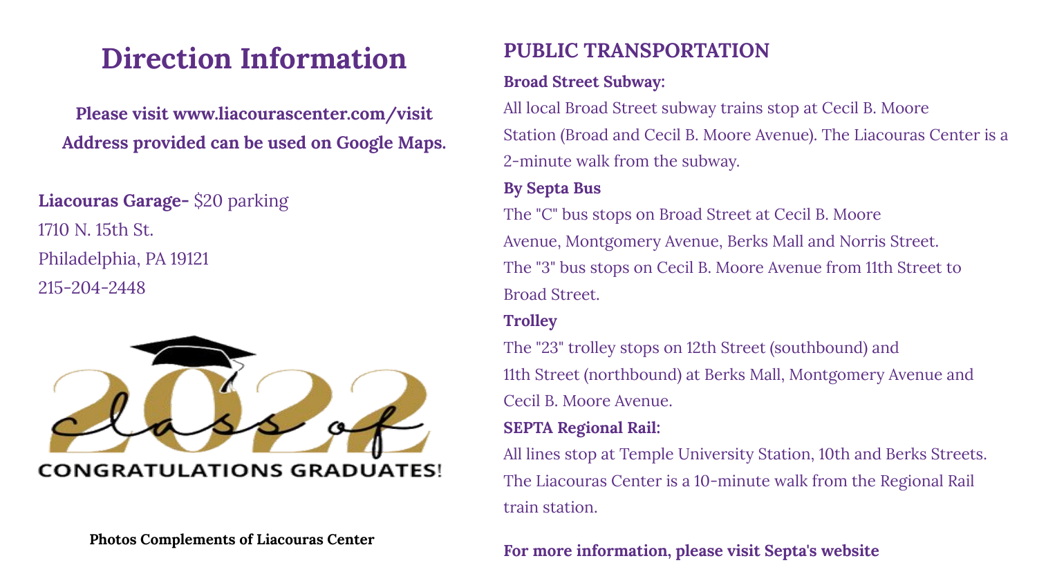# Direction Information

**Please visit www.liacourascenter.com/visit**
**Address provided can be used on Google Maps.**

**Liacouras Garage-** $20 parking
1710 N. 15th St.
Philadelphia, PA 19121
215-204-2448

**Photos Complements of Liacouras Center**

## PUBLIC TRANSPORTATION

**Broad Street Subway:**

All local Broad Street subway trains stop at Cecil B. Moore Station (Broad and Cecil B. Moore Avenue). The Liacouras Center is a 2-minute walk from the subway.

**By Septa Bus**

The "C" bus stops on Broad Street at Cecil B. Moore Avenue, Montgomery Avenue, Berks Mall and Norris Street. The "3" bus stops on Cecil B. Moore Avenue from 11th Street to Broad Street.

**Trolley**

The "23" trolley stops on 12th Street (southbound) and 11th Street (northbound) at Berks Mall, Montgomery Avenue and Cecil B. Moore Avenue.

**SEPTA Regional Rail:**

All lines stop at Temple University Station, 10th and Berks Streets. The Liacouras Center is a 10-minute walk from the Regional Rail train station.

**For more information, please visit Septa's website**